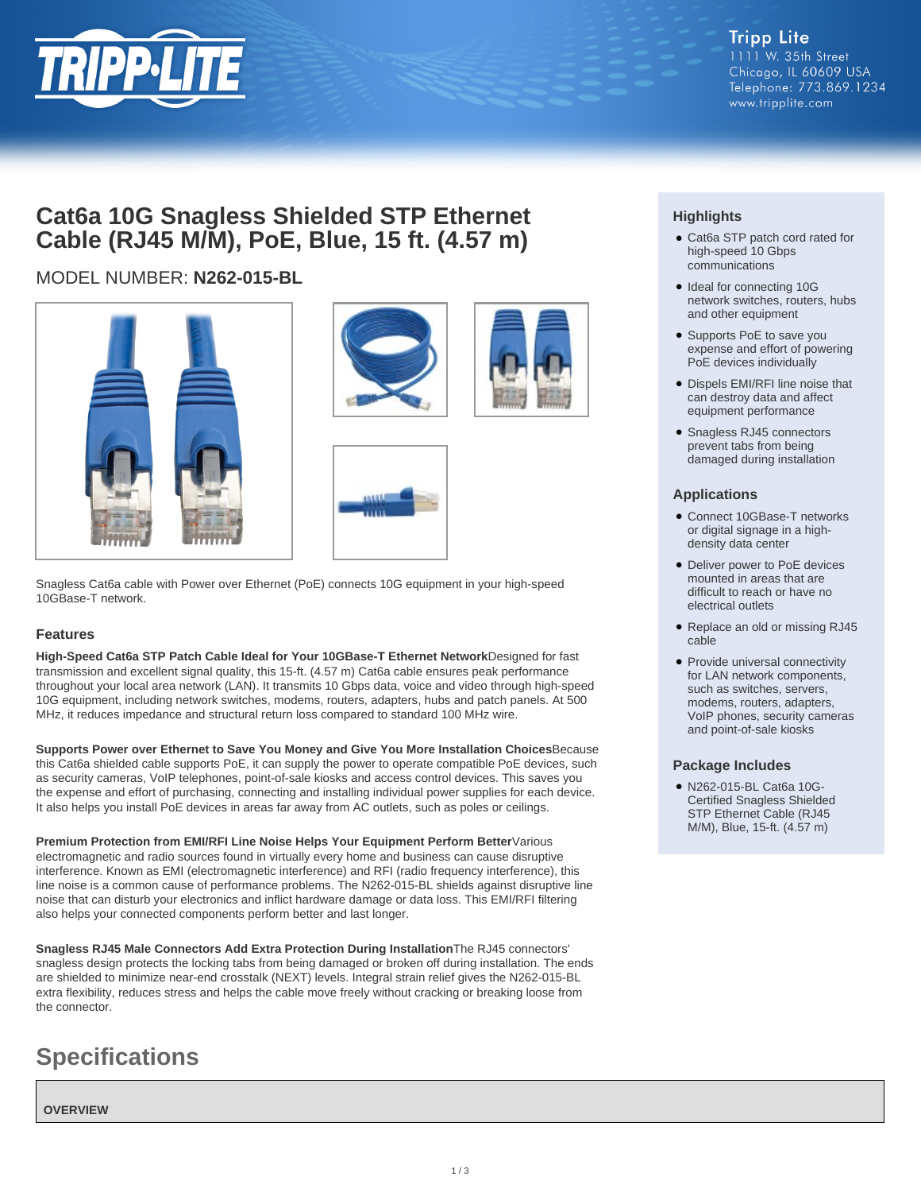Tripp Lite
1111 W. 35th Street
Chicago, IL 60609 USA
Telephone: 773.869.1234
www.tripplite.com

# Cat6a 10G Snagless Shielded STP Ethernet Cable (RJ45 M/M), PoE, Blue, 15 ft. (4.57 m)

MODEL NUMBER: **N262-015-BL**

Snagless Cat6a cable with Power over Ethernet (PoE) connects 10G equipment in your high-speed 10GBase-T network.

### Features

**High-Speed Cat6a STP Patch Cable Ideal for Your 10GBase-T Ethernet Network**Designed for fast transmission and excellent signal quality, this 15-ft. (4.57 m) Cat6a cable ensures peak performance throughout your local area network (LAN). It transmits 10 Gbps data, voice and video through high-speed 10G equipment, including network switches, modems, routers, adapters, hubs and patch panels. At 500 MHz, it reduces impedance and structural return loss compared to standard 100 MHz wire.

**Supports Power over Ethernet to Save You Money and Give You More Installation Choices**Because this Cat6a shielded cable supports PoE, it can supply the power to operate compatible PoE devices, such as security cameras, VoIP telephones, point-of-sale kiosks and access control devices. This saves you the expense and effort of purchasing, connecting and installing individual power supplies for each device. It also helps you install PoE devices in areas far away from AC outlets, such as poles or ceilings.

**Premium Protection from EMI/RFI Line Noise Helps Your Equipment Perform Better**Various electromagnetic and radio sources found in virtually every home and business can cause disruptive interference. Known as EMI (electromagnetic interference) and RFI (radio frequency interference), this line noise is a common cause of performance problems. The N262-015-BL shields against disruptive line noise that can disturb your electronics and inflict hardware damage or data loss. This EMI/RFI filtering also helps your connected components perform better and last longer.

**Snagless RJ45 Male Connectors Add Extra Protection During Installation**The RJ45 connectors' snagless design protects the locking tabs from being damaged or broken off during installation. The ends are shielded to minimize near-end crosstalk (NEXT) levels. Integral strain relief gives the N262-015-BL extra flexibility, reduces stress and helps the cable move freely without cracking or breaking loose from the connector.

### Highlights

- Cat6a STP patch cord rated for high-speed 10 Gbps communications
- Ideal for connecting 10G network switches, routers, hubs and other equipment
- Supports PoE to save you expense and effort of powering PoE devices individually
- Dispels EMI/RFI line noise that can destroy data and affect equipment performance
- Snagless RJ45 connectors prevent tabs from being damaged during installation

### Applications

- Connect 10GBase-T networks or digital signage in a high-density data center
- Deliver power to PoE devices mounted in areas that are difficult to reach or have no electrical outlets
- Replace an old or missing RJ45 cable
- Provide universal connectivity for LAN network components, such as switches, servers, modems, routers, adapters, VoIP phones, security cameras and point-of-sale kiosks

### Package Includes

- N262-015-BL Cat6a 10G-Certified Snagless Shielded STP Ethernet Cable (RJ45 M/M), Blue, 15-ft. (4.57 m)

## Specifications

| OVERVIEW |
| --- |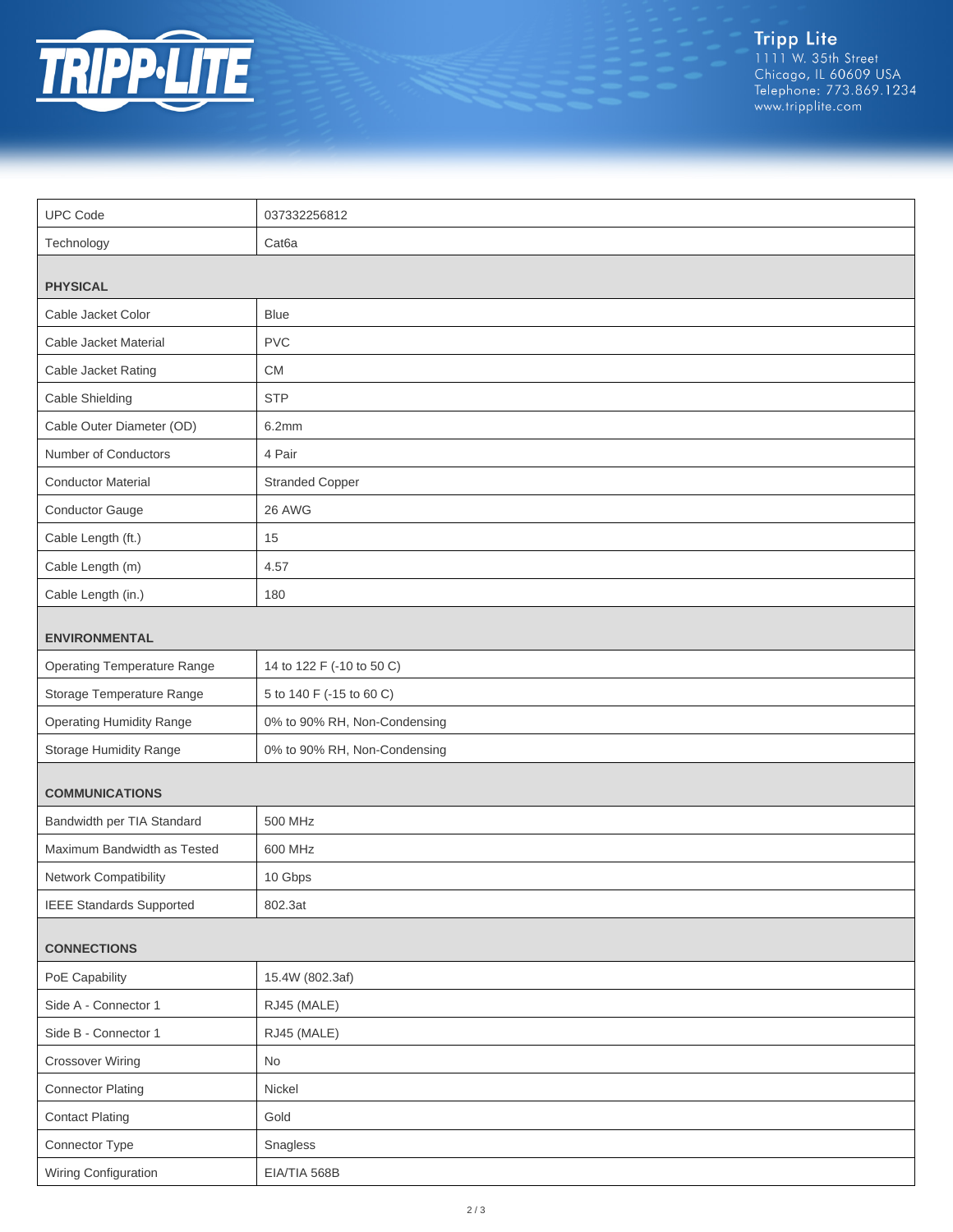| UPC Code | 037332256812 |
| --- | --- |
| Technology | Cat6a |
| **PHYSICAL** | |
| Cable Jacket Color | Blue |
| Cable Jacket Material | PVC |
| Cable Jacket Rating | CM |
| Cable Shielding | STP |
| Cable Outer Diameter (OD) | 6.2mm |
| Number of Conductors | 4 Pair |
| Conductor Material | Stranded Copper |
| Conductor Gauge | 26 AWG |
| Cable Length (ft.) | 15 |
| Cable Length (m) | 4.57 |
| Cable Length (in.) | 180 |
| **ENVIRONMENTAL** | |
| Operating Temperature Range | 14 to 122 F (-10 to 50 C) |
| Storage Temperature Range | 5 to 140 F (-15 to 60 C) |
| Operating Humidity Range | 0% to 90% RH, Non-Condensing |
| Storage Humidity Range | 0% to 90% RH, Non-Condensing |
| **COMMUNICATIONS** | |
| Bandwidth per TIA Standard | 500 MHz |
| Maximum Bandwidth as Tested | 600 MHz |
| Network Compatibility | 10 Gbps |
| IEEE Standards Supported | 802.3at |
| **CONNECTIONS** | |
| PoE Capability | 15.4W (802.3af) |
| Side A - Connector 1 | RJ45 (MALE) |
| Side B - Connector 1 | RJ45 (MALE) |
| Crossover Wiring | No |
| Connector Plating | Nickel |
| Contact Plating | Gold |
| Connector Type | Snagless |
| Wiring Configuration | EIA/TIA 568B |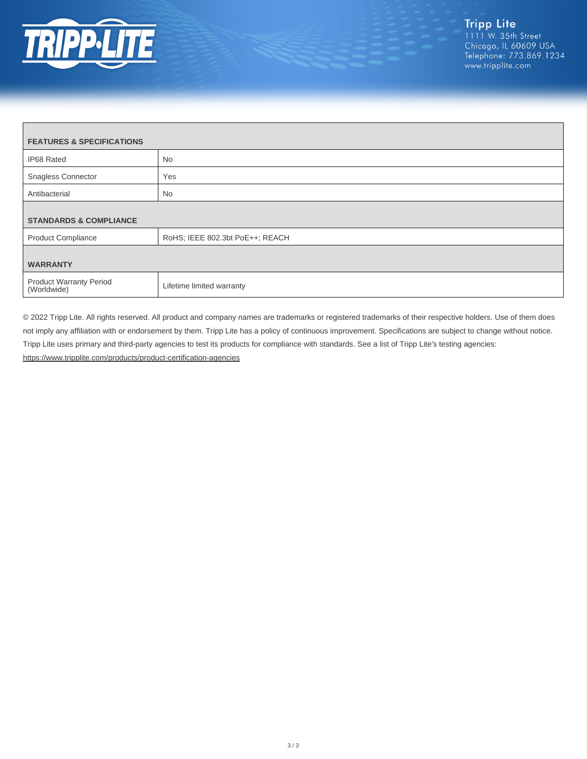| | |
|---|---|
| **FEATURES & SPECIFICATIONS** | |
| IP68 Rated | No |
| Snagless Connector | Yes |
| Antibacterial | No |
| **STANDARDS & COMPLIANCE** | |
| Product Compliance | RoHS; IEEE 802.3bt PoE++; REACH |
| **WARRANTY** | |
| Product Warranty Period (Worldwide) | Lifetime limited warranty |

© 2022 Tripp Lite. All rights reserved. All product and company names are trademarks or registered trademarks of their respective holders. Use of them does not imply any affiliation with or endorsement by them. Tripp Lite has a policy of continuous improvement. Specifications are subject to change without notice. Tripp Lite uses primary and third-party agencies to test its products for compliance with standards. See a list of Tripp Lite's testing agencies: https://www.tripplite.com/products/product-certification-agencies